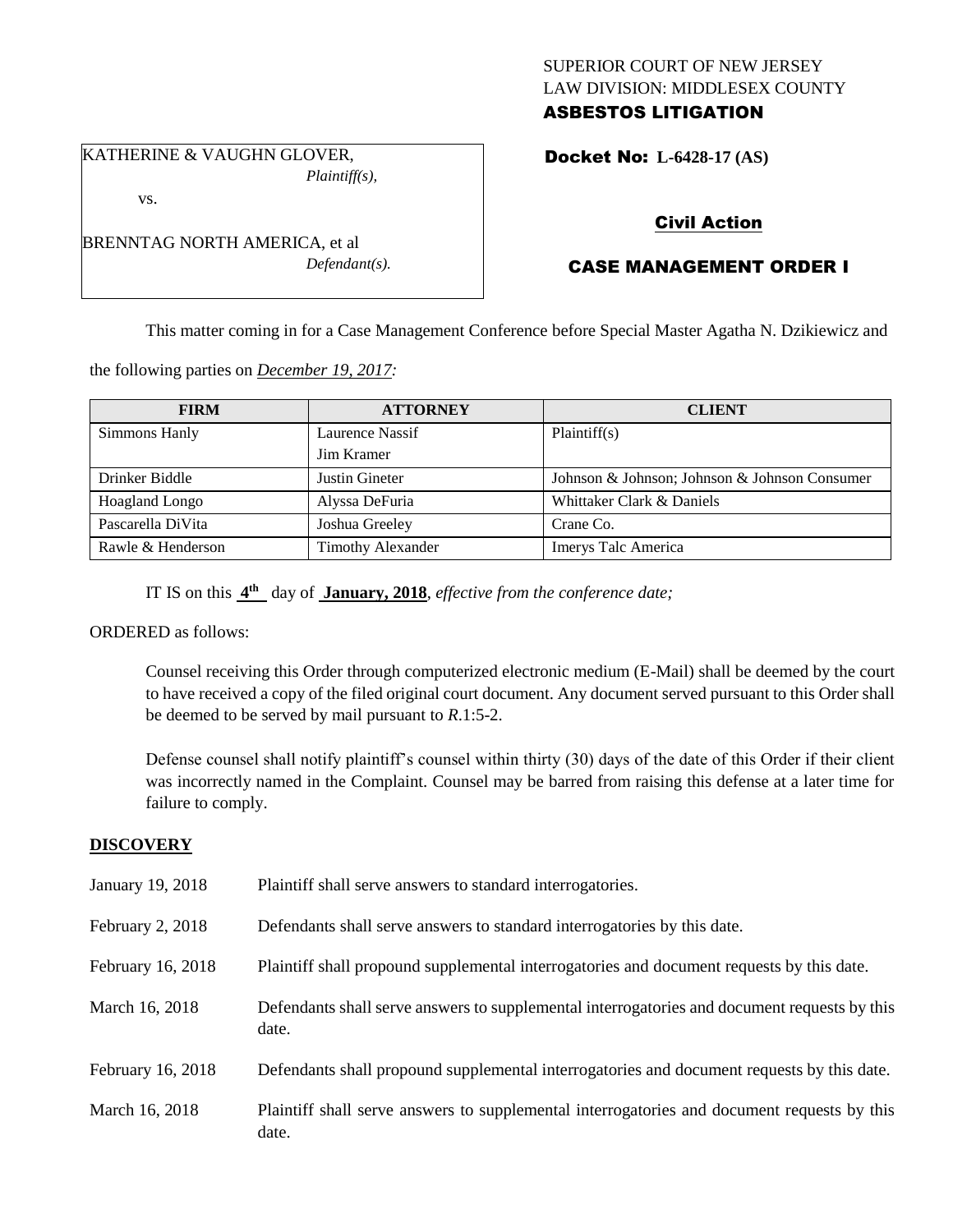SUPERIOR COURT OF NEW JERSEY
LAW DIVISION: MIDDLESEX COUNTY
**ASBESTOS LITIGATION**

KATHERINE & VAUGHN GLOVER,
*Plaintiff(s),*

vs.

BRENNTAG NORTH AMERICA, et al
*Defendant(s).*

**Docket No: L-6428-17 (AS)**

**Civil Action**

**CASE MANAGEMENT ORDER I**

This matter coming in for a Case Management Conference before Special Master Agatha N. Dzikiewicz and the following parties on *December 19, 2017:*

| FIRM | ATTORNEY | CLIENT |
| --- | --- | --- |
| Simmons Hanly | Laurence Nassif<br>Jim Kramer | Plaintiff(s) |
| Drinker Biddle | Justin Gineter | Johnson & Johnson; Johnson & Johnson Consumer |
| Hoagland Longo | Alyssa DeFuria | Whittaker Clark & Daniels |
| Pascarella DiVita | Joshua Greeley | Crane Co. |
| Rawle & Henderson | Timothy Alexander | Imerys Talc America |

IT IS on this **4th** day of **January, 2018**, *effective from the conference date;*

ORDERED as follows:

Counsel receiving this Order through computerized electronic medium (E-Mail) shall be deemed by the court to have received a copy of the filed original court document. Any document served pursuant to this Order shall be deemed to be served by mail pursuant to *R*.1:5-2.

Defense counsel shall notify plaintiff's counsel within thirty (30) days of the date of this Order if their client was incorrectly named in the Complaint. Counsel may be barred from raising this defense at a later time for failure to comply.

## DISCOVERY

| | |
| --- | --- |
| January 19, 2018 | Plaintiff shall serve answers to standard interrogatories. |
| February 2, 2018 | Defendants shall serve answers to standard interrogatories by this date. |
| February 16, 2018 | Plaintiff shall propound supplemental interrogatories and document requests by this date. |
| March 16, 2018 | Defendants shall serve answers to supplemental interrogatories and document requests by this date. |
| February 16, 2018 | Defendants shall propound supplemental interrogatories and document requests by this date. |
| March 16, 2018 | Plaintiff shall serve answers to supplemental interrogatories and document requests by this date. |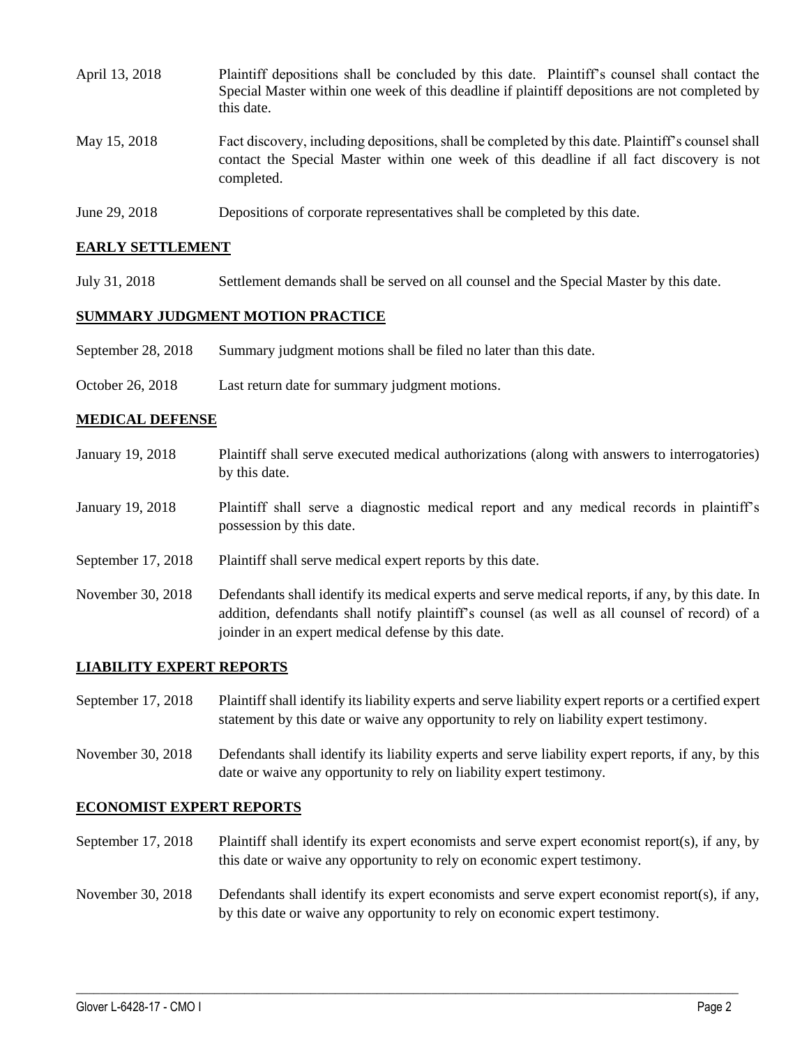| | |
|---|---|
| April 13, 2018 | Plaintiff depositions shall be concluded by this date. Plaintiff's counsel shall contact the Special Master within one week of this deadline if plaintiff depositions are not completed by this date. |
| May 15, 2018 | Fact discovery, including depositions, shall be completed by this date. Plaintiff's counsel shall contact the Special Master within one week of this deadline if all fact discovery is not completed. |
| June 29, 2018 | Depositions of corporate representatives shall be completed by this date. |

## EARLY SETTLEMENT

| | |
|---|---|
| July 31, 2018 | Settlement demands shall be served on all counsel and the Special Master by this date. |

## SUMMARY JUDGMENT MOTION PRACTICE

| | |
|---|---|
| September 28, 2018 | Summary judgment motions shall be filed no later than this date. |
| October 26, 2018 | Last return date for summary judgment motions. |

## MEDICAL DEFENSE

| | |
|---|---|
| January 19, 2018 | Plaintiff shall serve executed medical authorizations (along with answers to interrogatories) by this date. |
| January 19, 2018 | Plaintiff shall serve a diagnostic medical report and any medical records in plaintiff's possession by this date. |
| September 17, 2018 | Plaintiff shall serve medical expert reports by this date. |
| November 30, 2018 | Defendants shall identify its medical experts and serve medical reports, if any, by this date. In addition, defendants shall notify plaintiff's counsel (as well as all counsel of record) of a joinder in an expert medical defense by this date. |

## LIABILITY EXPERT REPORTS

| | |
|---|---|
| September 17, 2018 | Plaintiff shall identify its liability experts and serve liability expert reports or a certified expert statement by this date or waive any opportunity to rely on liability expert testimony. |
| November 30, 2018 | Defendants shall identify its liability experts and serve liability expert reports, if any, by this date or waive any opportunity to rely on liability expert testimony. |

## ECONOMIST EXPERT REPORTS

| | |
|---|---|
| September 17, 2018 | Plaintiff shall identify its expert economists and serve expert economist report(s), if any, by this date or waive any opportunity to rely on economic expert testimony. |
| November 30, 2018 | Defendants shall identify its expert economists and serve expert economist report(s), if any, by this date or waive any opportunity to rely on economic expert testimony. |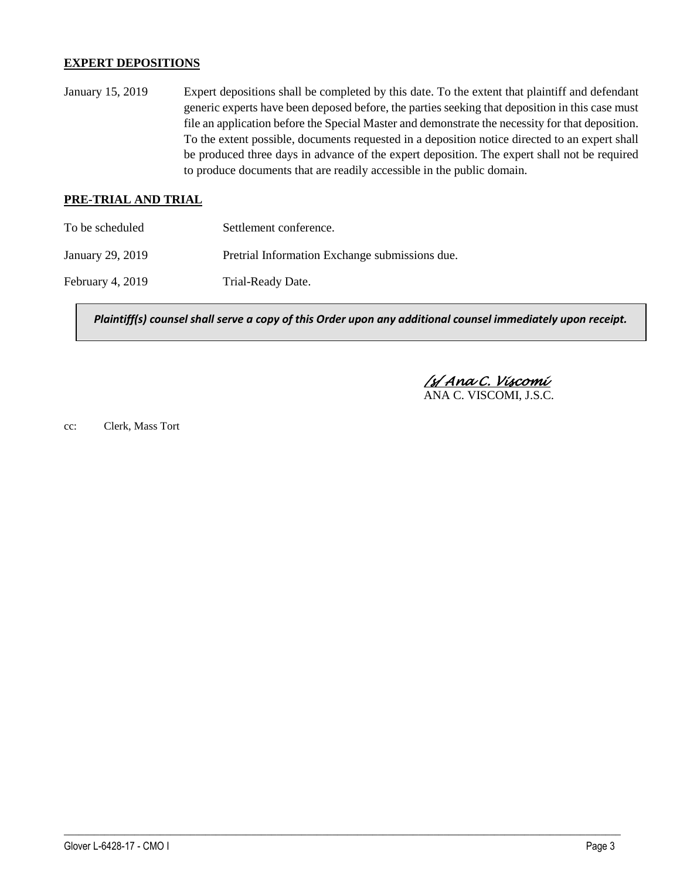**EXPERT DEPOSITIONS**

| | |
|---|---|
| January 15, 2019 | Expert depositions shall be completed by this date. To the extent that plaintiff and defendant generic experts have been deposed before, the parties seeking that deposition in this case must file an application before the Special Master and demonstrate the necessity for that deposition. To the extent possible, documents requested in a deposition notice directed to an expert shall be produced three days in advance of the expert deposition. The expert shall not be required to produce documents that are readily accessible in the public domain. |

**PRE-TRIAL AND TRIAL**

| | |
|---|---|
| To be scheduled | Settlement conference. |
| January 29, 2019 | Pretrial Information Exchange submissions due. |
| February 4, 2019 | Trial-Ready Date. |

***Plaintiff(s) counsel shall serve a copy of this Order upon any additional counsel immediately upon receipt.***

*/s/ Ana C. Viscomi*
ANA C. VISCOMI, J.S.C.

cc: Clerk, Mass Tort